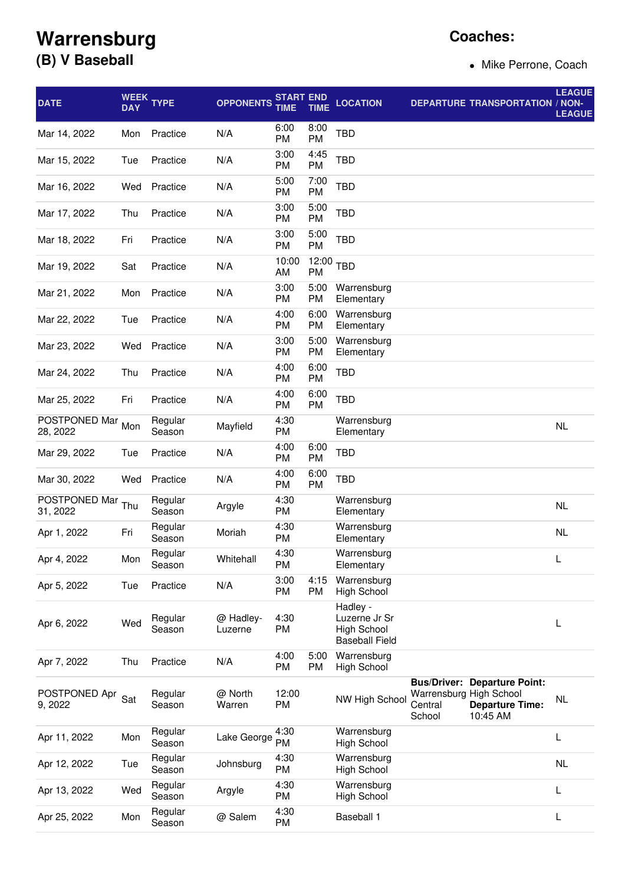# Warrensburg
## (B) V Baseball

**Coaches:**

- Mike Perrone, Coach

| DATE | WEEK DAY | TYPE | OPPONENTS | START TIME | END TIME | LOCATION | DEPARTURE | TRANSPORTATION | LEAGUE / NON-LEAGUE |
|---|---|---|---|---|---|---|---|---|---|
| Mar 14, 2022 | Mon | Practice | N/A | 6:00 PM | 8:00 PM | TBD | | | |
| Mar 15, 2022 | Tue | Practice | N/A | 3:00 PM | 4:45 PM | TBD | | | |
| Mar 16, 2022 | Wed | Practice | N/A | 5:00 PM | 7:00 PM | TBD | | | |
| Mar 17, 2022 | Thu | Practice | N/A | 3:00 PM | 5:00 PM | TBD | | | |
| Mar 18, 2022 | Fri | Practice | N/A | 3:00 PM | 5:00 PM | TBD | | | |
| Mar 19, 2022 | Sat | Practice | N/A | 10:00 AM | 12:00 PM | TBD | | | |
| Mar 21, 2022 | Mon | Practice | N/A | 3:00 PM | 5:00 PM | Warrensburg Elementary | | | |
| Mar 22, 2022 | Tue | Practice | N/A | 4:00 PM | 6:00 PM | Warrensburg Elementary | | | |
| Mar 23, 2022 | Wed | Practice | N/A | 3:00 PM | 5:00 PM | Warrensburg Elementary | | | |
| Mar 24, 2022 | Thu | Practice | N/A | 4:00 PM | 6:00 PM | TBD | | | |
| Mar 25, 2022 | Fri | Practice | N/A | 4:00 PM | 6:00 PM | TBD | | | |
| POSTPONED Mar 28, 2022 | Mon | Regular Season | Mayfield | 4:30 PM | | Warrensburg Elementary | | | NL |
| Mar 29, 2022 | Tue | Practice | N/A | 4:00 PM | 6:00 PM | TBD | | | |
| Mar 30, 2022 | Wed | Practice | N/A | 4:00 PM | 6:00 PM | TBD | | | |
| POSTPONED Mar 31, 2022 | Thu | Regular Season | Argyle | 4:30 PM | | Warrensburg Elementary | | | NL |
| Apr 1, 2022 | Fri | Regular Season | Moriah | 4:30 PM | | Warrensburg Elementary | | | NL |
| Apr 4, 2022 | Mon | Regular Season | Whitehall | 4:30 PM | | Warrensburg Elementary | | | L |
| Apr 5, 2022 | Tue | Practice | N/A | 3:00 PM | 4:15 PM | Warrensburg High School | | | |
| Apr 6, 2022 | Wed | Regular Season | @ Hadley-Luzerne | 4:30 PM | | Hadley - Luzerne Jr Sr High School Baseball Field | | | L |
| Apr 7, 2022 | Thu | Practice | N/A | 4:00 PM | 5:00 PM | Warrensburg High School | | | |
| POSTPONED Apr 9, 2022 | Sat | Regular Season | @ North Warren | 12:00 PM | | NW High School | **Bus/Driver:** Warrensburg Central School | **Departure Point:** High School **Departure Time:** 10:45 AM | NL |
| Apr 11, 2022 | Mon | Regular Season | Lake George | 4:30 PM | | Warrensburg High School | | | L |
| Apr 12, 2022 | Tue | Regular Season | Johnsburg | 4:30 PM | | Warrensburg High School | | | NL |
| Apr 13, 2022 | Wed | Regular Season | Argyle | 4:30 PM | | Warrensburg High School | | | L |
| Apr 25, 2022 | Mon | Regular Season | @ Salem | 4:30 PM | | Baseball 1 | | | L |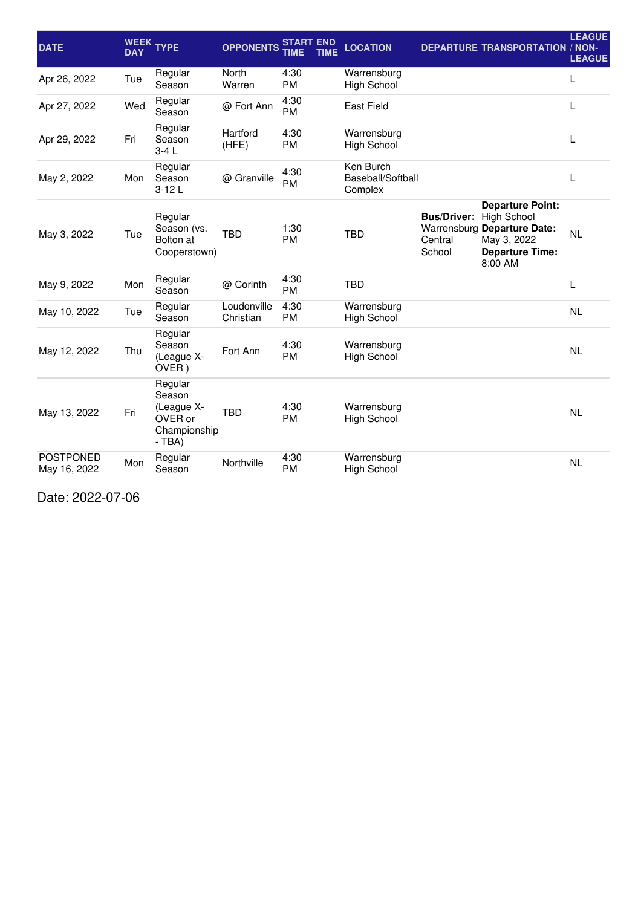| DATE | WEEK DAY | TYPE | OPPONENTS | START TIME | END TIME | LOCATION | DEPARTURE | TRANSPORTATION | LEAGUE / NON-LEAGUE |
| --- | --- | --- | --- | --- | --- | --- | --- | --- | --- |
| Apr 26, 2022 | Tue | Regular Season | North Warren | 4:30 PM | | Warrensburg High School | | | L |
| Apr 27, 2022 | Wed | Regular Season | @ Fort Ann | 4:30 PM | | East Field | | | L |
| Apr 29, 2022 | Fri | Regular Season 3-4 L | Hartford (HFE) | 4:30 PM | | Warrensburg High School | | | L |
| May 2, 2022 | Mon | Regular Season 3-12 L | @ Granville | 4:30 PM | | Ken Burch Baseball/Softball Complex | | | L |
| May 3, 2022 | Tue | Regular Season (vs. Bolton at Cooperstown) | TBD | 1:30 PM | | TBD | **Bus/Driver:** Warrensburg Central School | **Departure Point:** High School **Departure Date:** May 3, 2022 **Departure Time:** 8:00 AM | NL |
| May 9, 2022 | Mon | Regular Season | @ Corinth | 4:30 PM | | TBD | | | L |
| May 10, 2022 | Tue | Regular Season | Loudonville Christian | 4:30 PM | | Warrensburg High School | | | NL |
| May 12, 2022 | Thu | Regular Season (League X-OVER ) | Fort Ann | 4:30 PM | | Warrensburg High School | | | NL |
| May 13, 2022 | Fri | Regular Season (League X-OVER or Championship - TBA) | TBD | 4:30 PM | | Warrensburg High School | | | NL |
| POSTPONED May 16, 2022 | Mon | Regular Season | Northville | 4:30 PM | | Warrensburg High School | | | NL |

Date: 2022-07-06